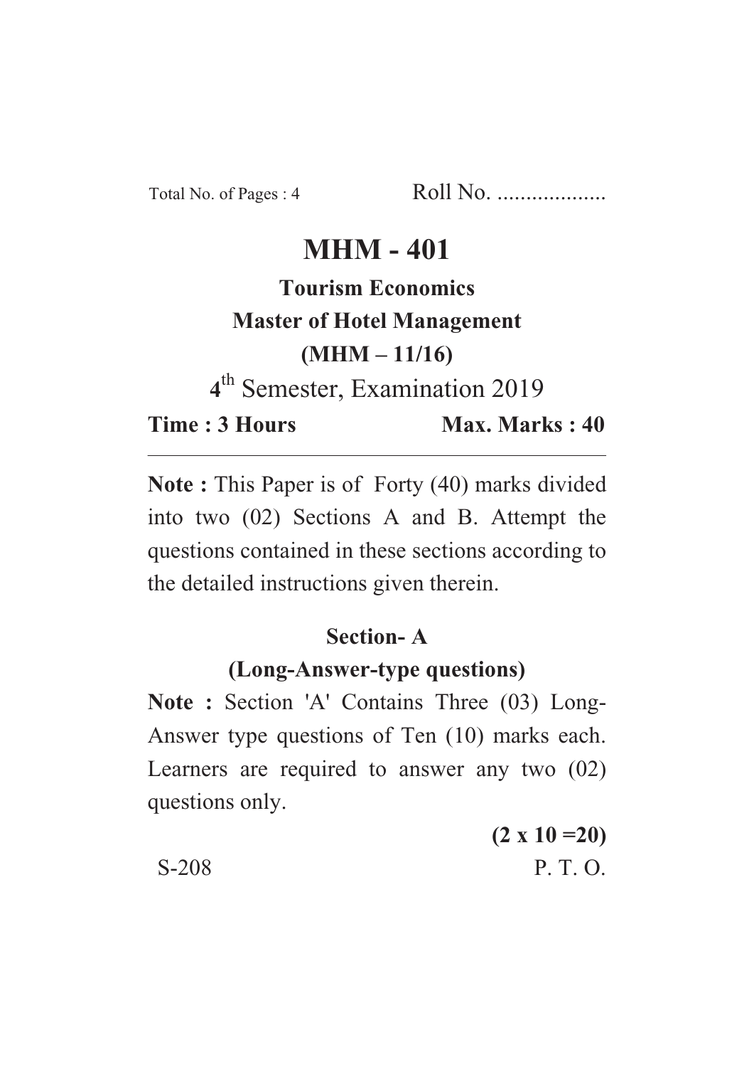Total No. of Pages : 4 Roll No. ...................

# MHM - 401

## Tourism Economics

## Master of Hotel Management

## (MHM – 11/16)

4th Semester, Examination 2019

**Time : 3 Hours** **Max. Marks : 40**

---

**Note :** This Paper is of Forty (40) marks divided into two (02) Sections A and B. Attempt the questions contained in these sections according to the detailed instructions given therein.

### Section- A

### (Long-Answer-type questions)

**Note :** Section 'A' Contains Three (03) Long-Answer type questions of Ten (10) marks each. Learners are required to answer any two (02) questions only.

**(2 x 10 =20)**

S-208 P. T. O.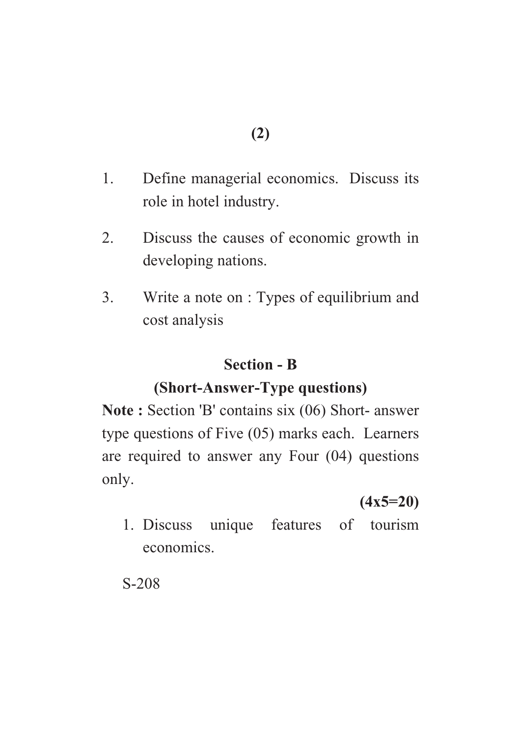1. Define managerial economics. Discuss its role in hotel industry.

2. Discuss the causes of economic growth in developing nations.

3. Write a note on : Types of equilibrium and cost analysis

## Section - B

### (Short-Answer-Type questions)

**Note :** Section 'B' contains six (06) Short- answer type questions of Five (05) marks each. Learners are required to answer any Four (04) questions only.

**(4x5=20)**

1. Discuss unique features of tourism economics.

S-208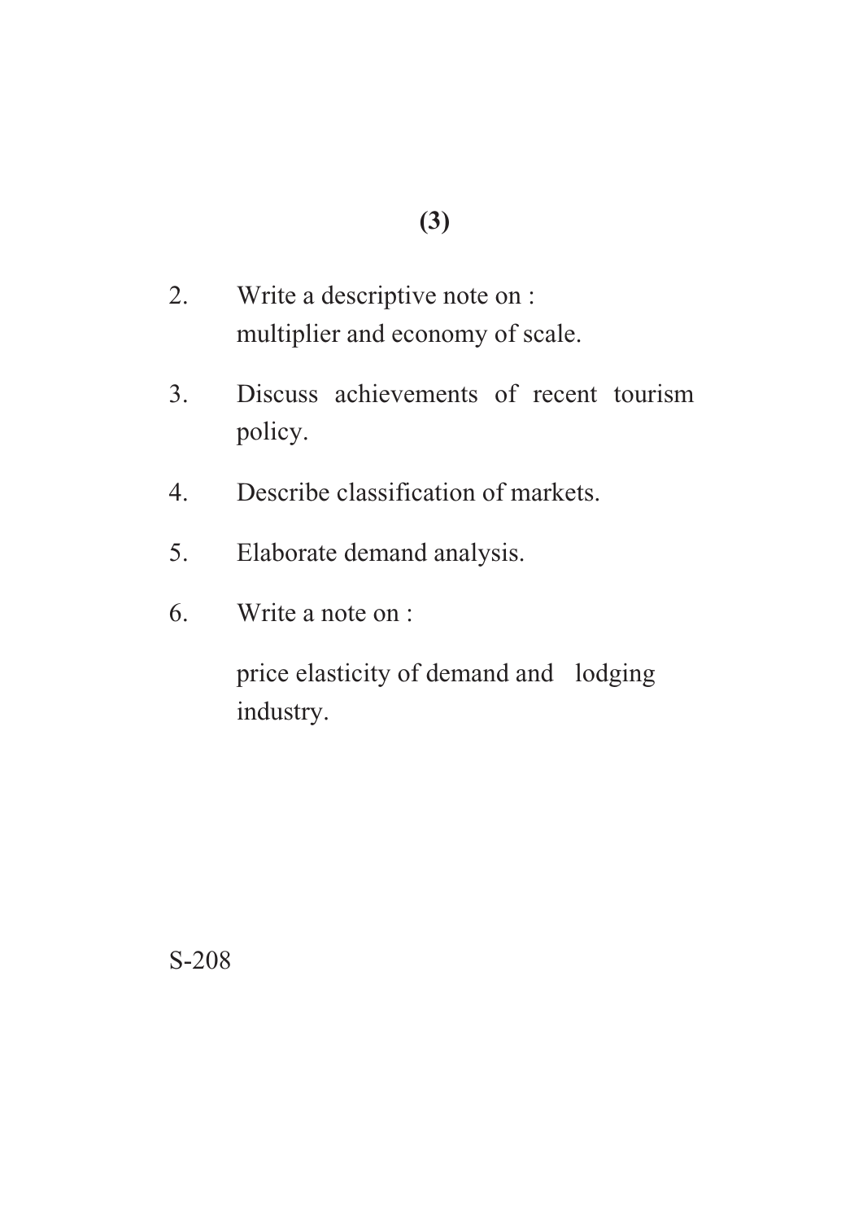2. Write a descriptive note on :
   multiplier and economy of scale.

3. Discuss achievements of recent tourism policy.

4. Describe classification of markets.

5. Elaborate demand analysis.

6. Write a note on :

   price elasticity of demand and lodging industry.

S-208